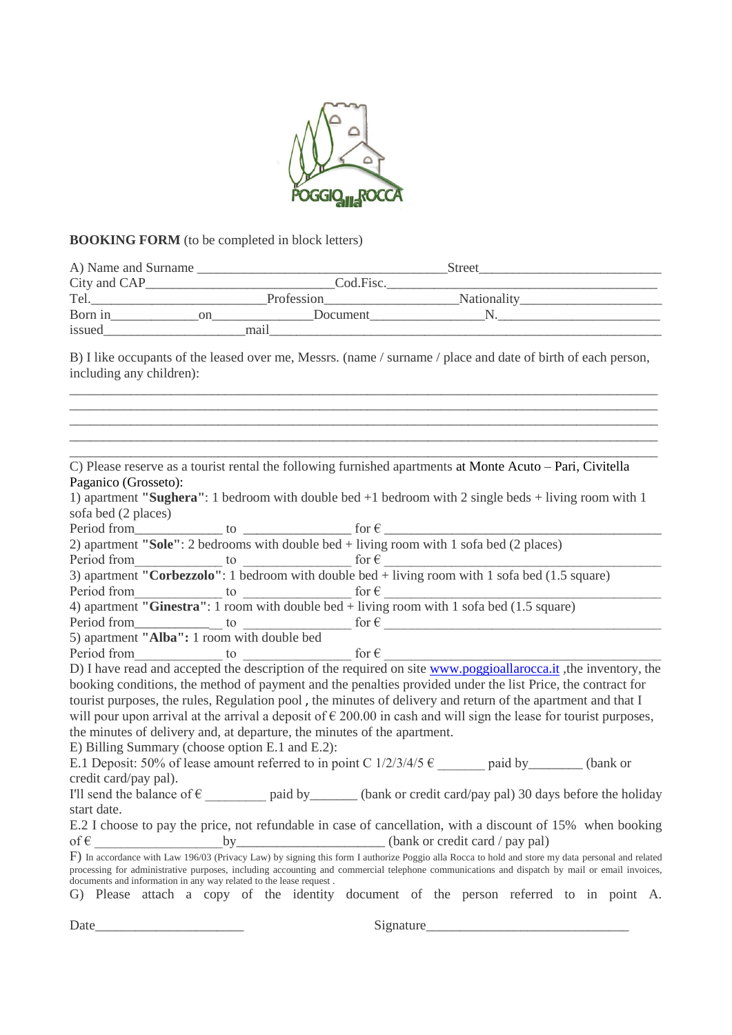POGGIO alla ROCCA

**BOOKING FORM** (to be completed in block letters)

A) Name and Surname ____________________________________Street___________________________
City and CAP___________________________Cod.Fisc.________________________________________
Tel.__________________________Profession___________________Nationality_____________________
Born in_____________on______________Document________________N.________________________
issued____________________mail_______________________________________________________________

B) I like occupants of the leased over me, Messrs. (name / surname / place and date of birth of each person, including any children):

_____________________________________________________________________________________
_____________________________________________________________________________________
_____________________________________________________________________________________
_____________________________________________________________________________________
_____________________________________________________________________________________

C) Please reserve as a tourist rental the following furnished apartments at Monte Acuto – Pari, Civitella Paganico (Grosseto):

1) apartment **"Sughera"**: 1 bedroom with double bed +1 bedroom with 2 single beds + living room with 1 sofa bed (2 places)
Period from_____________ to _______________ for € ________________________________________

2) apartment **"Sole"**: 2 bedrooms with double bed + living room with 1 sofa bed (2 places)
Period from_____________ to _______________ for € ________________________________________

3) apartment **"Corbezzolo"**: 1 bedroom with double bed + living room with 1 sofa bed (1.5 square)
Period from_____________ to _______________ for € ________________________________________

4) apartment **"Ginestra"**: 1 room with double bed + living room with 1 sofa bed (1.5 square)
Period from___________ to _______________ for € ________________________________________

5) apartment **"Alba":** 1 room with double bed
Period from_____________ to _______________ for € ________________________________________

D) I have read and accepted the description of the required on site www.poggioallarocca.it ,the inventory, the booking conditions, the method of payment and the penalties provided under the list Price, the contract for tourist purposes, the rules, Regulation pool , the minutes of delivery and return of the apartment and that I will pour upon arrival at the arrival a deposit of € 200.00 in cash and will sign the lease for tourist purposes, the minutes of delivery and, at departure, the minutes of the apartment.

E) Billing Summary (choose option E.1 and E.2):

E.1 Deposit: 50% of lease amount referred to in point C 1/2/3/4/5 € _______ paid by________ (bank or credit card/pay pal).

I'll send the balance of € _________ paid by_______ (bank or credit card/pay pal) 30 days before the holiday start date.

E.2 I choose to pay the price, not refundable in case of cancellation, with a discount of 15% when booking of € ___________________by_____________________ (bank or credit card / pay pal)

F) In accordance with Law 196/03 (Privacy Law) by signing this form I authorize Poggio alla Rocca to hold and store my data personal and related processing for administrative purposes, including accounting and commercial telephone communications and dispatch by mail or email invoices, documents and information in any way related to the lease request .

G) Please attach a copy of the identity document of the person referred to in point A.

Date_____________________ Signature______________________________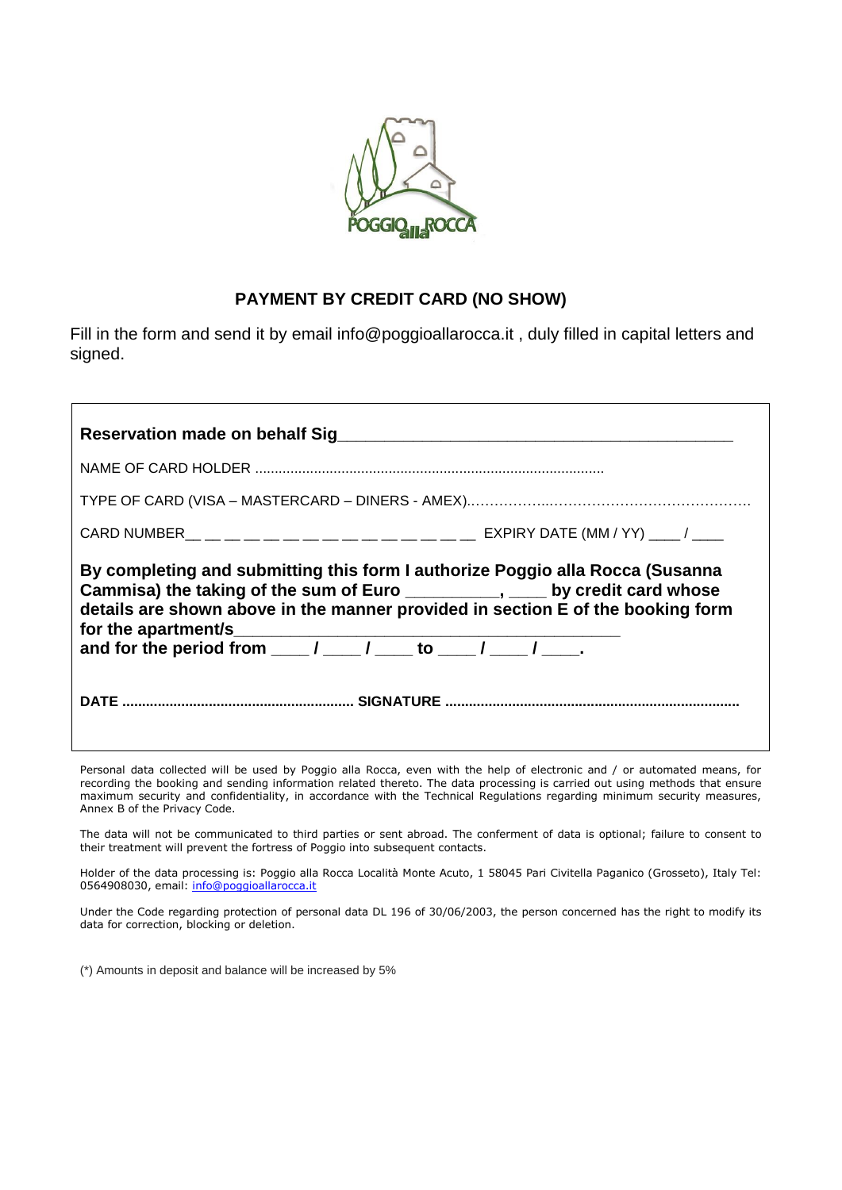## PAYMENT BY CREDIT CARD (NO SHOW)

Fill in the form and send it by email info@poggioallarocca.it , duly filled in capital letters and signed.

**Reservation made on behalf Sig___________________________________________**

NAME OF CARD HOLDER ........................................................................................

TYPE OF CARD (VISA – MASTERCARD – DINERS - AMEX)..................................................................

CARD NUMBER__ __ __ __ __ __ __ __ __ __ __ __ __ __ __ __ EXPIRY DATE (MM / YY) ____ / ____

**By completing and submitting this form I authorize Poggio alla Rocca (Susanna Cammisa) the taking of the sum of Euro __________, ____ by credit card whose details are shown above in the manner provided in section E of the booking form for the apartment/s_________________________________________**
**and for the period from ____ / ____ / ____ to ____ / ____ / ____.**

**DATE ......................................................... SIGNATURE .........................................................................**

Personal data collected will be used by Poggio alla Rocca, even with the help of electronic and / or automated means, for recording the booking and sending information related thereto. The data processing is carried out using methods that ensure maximum security and confidentiality, in accordance with the Technical Regulations regarding minimum security measures, Annex B of the Privacy Code.

The data will not be communicated to third parties or sent abroad. The conferment of data is optional; failure to consent to their treatment will prevent the fortress of Poggio into subsequent contacts.

Holder of the data processing is: Poggio alla Rocca Località Monte Acuto, 1 58045 Pari Civitella Paganico (Grosseto), Italy Tel: 0564908030, email: info@poggioallarocca.it

Under the Code regarding protection of personal data DL 196 of 30/06/2003, the person concerned has the right to modify its data for correction, blocking or deletion.

(*) Amounts in deposit and balance will be increased by 5%